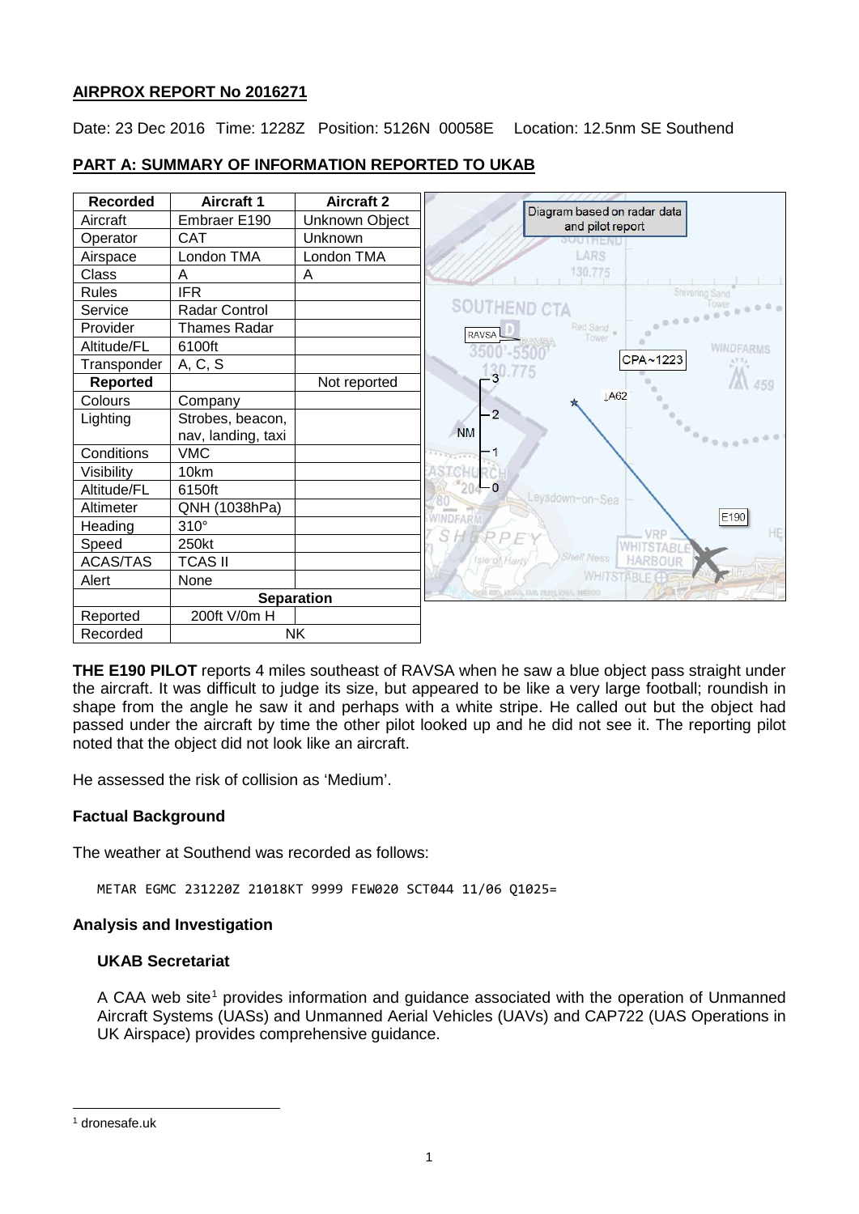**AIRPROX REPORT No 2016271**

Date: 23 Dec 2016 Time: 1228Z Position: 5126N 00058E Location: 12.5nm SE Southend

## PART A: SUMMARY OF INFORMATION REPORTED TO UKAB

| Recorded | Aircraft 1 | Aircraft 2 |
|---|---|---|
| Aircraft | Embraer E190 | Unknown Object |
| Operator | CAT | Unknown |
| Airspace | London TMA | London TMA |
| Class | A | A |
| Rules | IFR | |
| Service | Radar Control | |
| Provider | Thames Radar | |
| Altitude/FL | 6100ft | |
| Transponder | A, C, S | |
| **Reported** | | Not reported |
| Colours | Company | |
| Lighting | Strobes, beacon, nav, landing, taxi | |
| Conditions | VMC | |
| Visibility | 10km | |
| Altitude/FL | 6150ft | |
| Altimeter | QNH (1038hPa) | |
| Heading | 310° | |
| Speed | 250kt | |
| ACAS/TAS | TCAS II | |
| Alert | None | |
| | **Separation** | |
| Reported | 200ft V/0m H | |
| Recorded | NK | |

Diagram based on radar data and pilot report

**THE E190 PILOT** reports 4 miles southeast of RAVSA when he saw a blue object pass straight under the aircraft. It was difficult to judge its size, but appeared to be like a very large football; roundish in shape from the angle he saw it and perhaps with a white stripe. He called out but the object had passed under the aircraft by time the other pilot looked up and he did not see it. The reporting pilot noted that the object did not look like an aircraft.

He assessed the risk of collision as 'Medium'.

### Factual Background

The weather at Southend was recorded as follows:

```
METAR EGMC 231220Z 21018KT 9999 FEW020 SCT044 11/06 Q1025=
```

### Analysis and Investigation

#### UKAB Secretariat

A CAA web site[1] provides information and guidance associated with the operation of Unmanned Aircraft Systems (UASs) and Unmanned Aerial Vehicles (UAVs) and CAP722 (UAS Operations in UK Airspace) provides comprehensive guidance.

[1] dronesafe.uk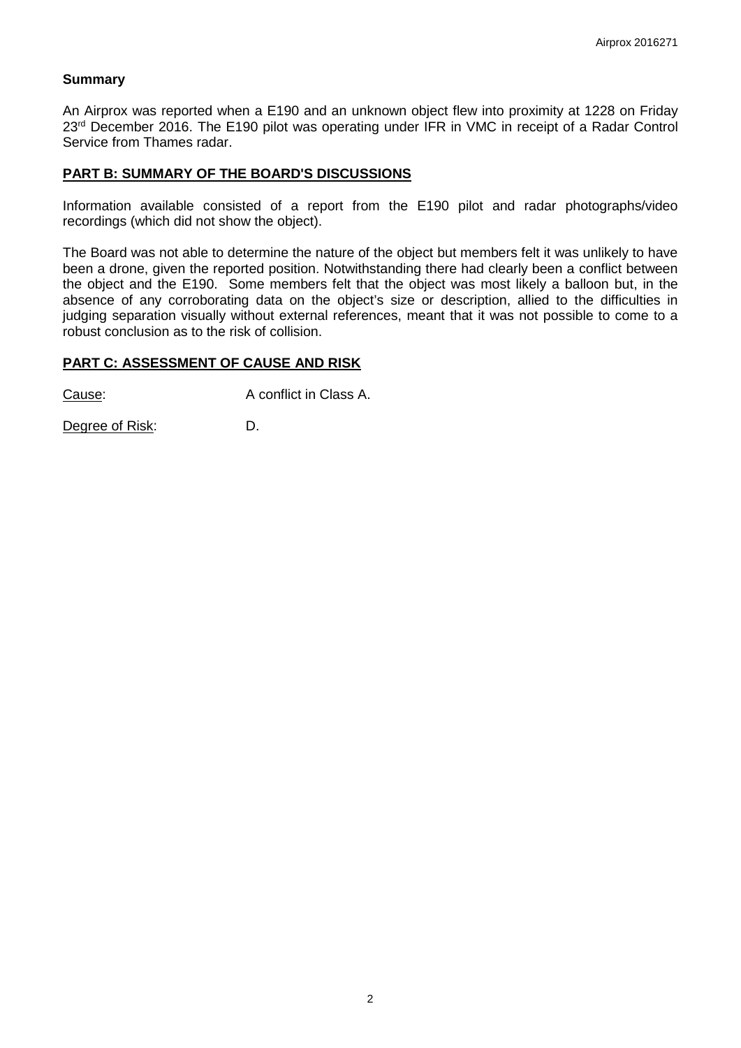**Summary**

An Airprox was reported when a E190 and an unknown object flew into proximity at 1228 on Friday 23rd December 2016. The E190 pilot was operating under IFR in VMC in receipt of a Radar Control Service from Thames radar.

**PART B: SUMMARY OF THE BOARD'S DISCUSSIONS**

Information available consisted of a report from the E190 pilot and radar photographs/video recordings (which did not show the object).

The Board was not able to determine the nature of the object but members felt it was unlikely to have been a drone, given the reported position. Notwithstanding there had clearly been a conflict between the object and the E190. Some members felt that the object was most likely a balloon but, in the absence of any corroborating data on the object's size or description, allied to the difficulties in judging separation visually without external references, meant that it was not possible to come to a robust conclusion as to the risk of collision.

**PART C: ASSESSMENT OF CAUSE AND RISK**

Cause: A conflict in Class A.

Degree of Risk: D.